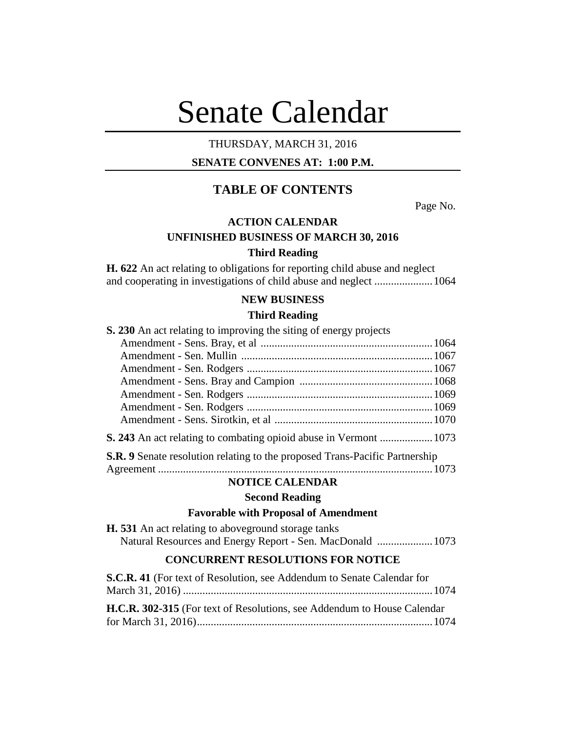# Senate Calendar

THURSDAY, MARCH 31, 2016

**SENATE CONVENES AT: 1:00 P.M.**

## TABLE OF CONTENTS

Page No.

### ACTION CALENDAR

### UNFINISHED BUSINESS OF MARCH 30, 2016

#### Third Reading

**H. 622** An act relating to obligations for reporting child abuse and neglect and cooperating in investigations of child abuse and neglect .....................1064

### NEW BUSINESS

#### Third Reading

**S. 230** An act relating to improving the siting of energy projects

- Amendment - Sens. Bray, et al .............................................................1064
- Amendment - Sen. Mullin ....................................................................1067
- Amendment - Sen. Rodgers ..................................................................1067
- Amendment - Sens. Bray and Campion ...............................................1068
- Amendment - Sen. Rodgers ..................................................................1069
- Amendment - Sen. Rodgers ..................................................................1069
- Amendment - Sens. Sirotkin, et al .........................................................1070

**S. 243** An act relating to combating opioid abuse in Vermont ...................1073

**S.R. 9** Senate resolution relating to the proposed Trans-Pacific Partnership Agreement ..................................................................................................1073

### NOTICE CALENDAR

#### Second Reading

#### Favorable with Proposal of Amendment

**H. 531** An act relating to aboveground storage tanks
Natural Resources and Energy Report - Sen. MacDonald ....................1073

### CONCURRENT RESOLUTIONS FOR NOTICE

**S.C.R. 41** (For text of Resolution, see Addendum to Senate Calendar for March 31, 2016) ..........................................................................................1074

**H.C.R. 302-315** (For text of Resolutions, see Addendum to House Calendar for March 31, 2016)....................................................................................1074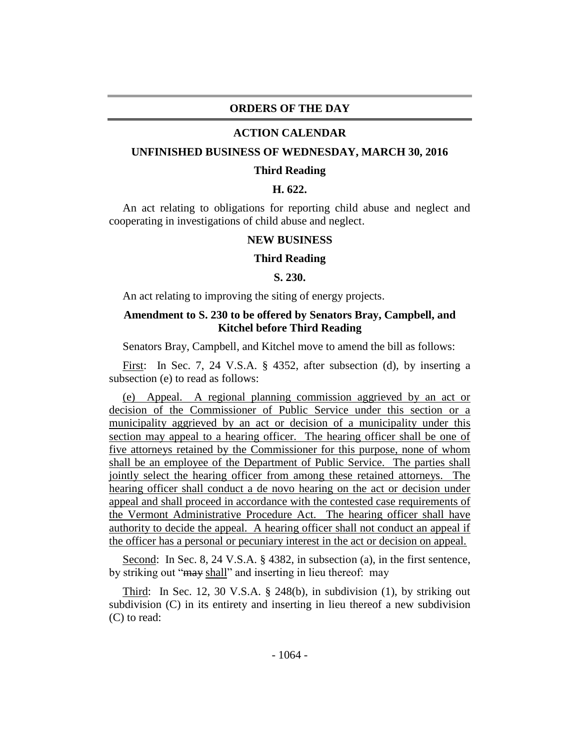# ORDERS OF THE DAY

## ACTION CALENDAR

### UNFINISHED BUSINESS OF WEDNESDAY, MARCH 30, 2016

**Third Reading**

**H. 622.**

An act relating to obligations for reporting child abuse and neglect and cooperating in investigations of child abuse and neglect.

### NEW BUSINESS

**Third Reading**

**S. 230.**

An act relating to improving the siting of energy projects.

**Amendment to S. 230 to be offered by Senators Bray, Campbell, and Kitchel before Third Reading**

Senators Bray, Campbell, and Kitchel move to amend the bill as follows:

First: In Sec. 7, 24 V.S.A. § 4352, after subsection (d), by inserting a subsection (e) to read as follows:

(e) Appeal. A regional planning commission aggrieved by an act or decision of the Commissioner of Public Service under this section or a municipality aggrieved by an act or decision of a municipality under this section may appeal to a hearing officer. The hearing officer shall be one of five attorneys retained by the Commissioner for this purpose, none of whom shall be an employee of the Department of Public Service. The parties shall jointly select the hearing officer from among these retained attorneys. The hearing officer shall conduct a de novo hearing on the act or decision under appeal and shall proceed in accordance with the contested case requirements of the Vermont Administrative Procedure Act. The hearing officer shall have authority to decide the appeal. A hearing officer shall not conduct an appeal if the officer has a personal or pecuniary interest in the act or decision on appeal.

Second: In Sec. 8, 24 V.S.A. § 4382, in subsection (a), in the first sentence, by striking out "~~may~~ shall" and inserting in lieu thereof: may

Third: In Sec. 12, 30 V.S.A. § 248(b), in subdivision (1), by striking out subdivision (C) in its entirety and inserting in lieu thereof a new subdivision (C) to read: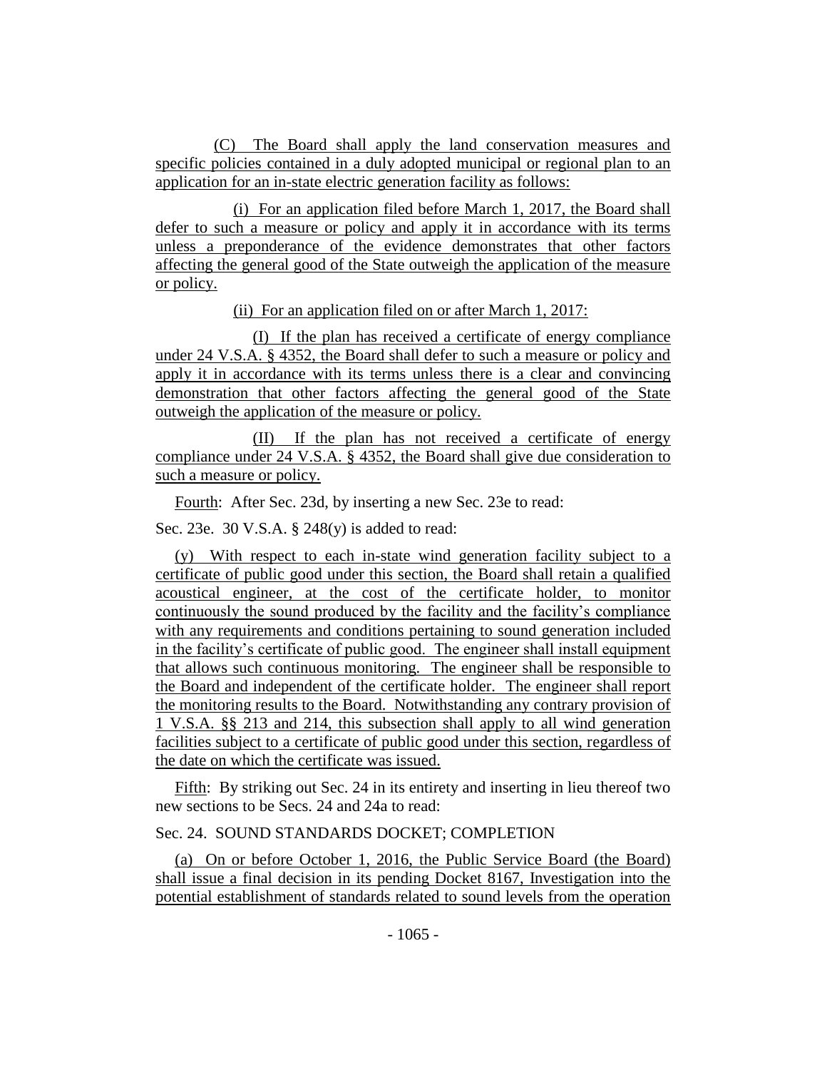(C) The Board shall apply the land conservation measures and specific policies contained in a duly adopted municipal or regional plan to an application for an in-state electric generation facility as follows:

(i) For an application filed before March 1, 2017, the Board shall defer to such a measure or policy and apply it in accordance with its terms unless a preponderance of the evidence demonstrates that other factors affecting the general good of the State outweigh the application of the measure or policy.

(ii) For an application filed on or after March 1, 2017:

(I) If the plan has received a certificate of energy compliance under 24 V.S.A. § 4352, the Board shall defer to such a measure or policy and apply it in accordance with its terms unless there is a clear and convincing demonstration that other factors affecting the general good of the State outweigh the application of the measure or policy.

(II) If the plan has not received a certificate of energy compliance under 24 V.S.A. § 4352, the Board shall give due consideration to such a measure or policy.

Fourth: After Sec. 23d, by inserting a new Sec. 23e to read:

Sec. 23e. 30 V.S.A. § 248(y) is added to read:

(y) With respect to each in-state wind generation facility subject to a certificate of public good under this section, the Board shall retain a qualified acoustical engineer, at the cost of the certificate holder, to monitor continuously the sound produced by the facility and the facility's compliance with any requirements and conditions pertaining to sound generation included in the facility's certificate of public good. The engineer shall install equipment that allows such continuous monitoring. The engineer shall be responsible to the Board and independent of the certificate holder. The engineer shall report the monitoring results to the Board. Notwithstanding any contrary provision of 1 V.S.A. §§ 213 and 214, this subsection shall apply to all wind generation facilities subject to a certificate of public good under this section, regardless of the date on which the certificate was issued.

Fifth: By striking out Sec. 24 in its entirety and inserting in lieu thereof two new sections to be Secs. 24 and 24a to read:

Sec. 24. SOUND STANDARDS DOCKET; COMPLETION

(a) On or before October 1, 2016, the Public Service Board (the Board) shall issue a final decision in its pending Docket 8167, Investigation into the potential establishment of standards related to sound levels from the operation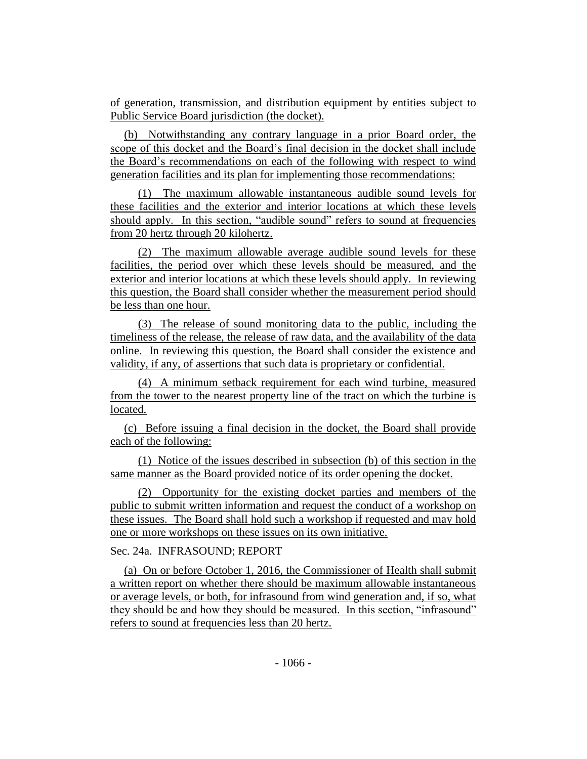of generation, transmission, and distribution equipment by entities subject to Public Service Board jurisdiction (the docket).

(b) Notwithstanding any contrary language in a prior Board order, the scope of this docket and the Board's final decision in the docket shall include the Board's recommendations on each of the following with respect to wind generation facilities and its plan for implementing those recommendations:

(1) The maximum allowable instantaneous audible sound levels for these facilities and the exterior and interior locations at which these levels should apply. In this section, "audible sound" refers to sound at frequencies from 20 hertz through 20 kilohertz.

(2) The maximum allowable average audible sound levels for these facilities, the period over which these levels should be measured, and the exterior and interior locations at which these levels should apply. In reviewing this question, the Board shall consider whether the measurement period should be less than one hour.

(3) The release of sound monitoring data to the public, including the timeliness of the release, the release of raw data, and the availability of the data online. In reviewing this question, the Board shall consider the existence and validity, if any, of assertions that such data is proprietary or confidential.

(4) A minimum setback requirement for each wind turbine, measured from the tower to the nearest property line of the tract on which the turbine is located.

(c) Before issuing a final decision in the docket, the Board shall provide each of the following:

(1) Notice of the issues described in subsection (b) of this section in the same manner as the Board provided notice of its order opening the docket.

(2) Opportunity for the existing docket parties and members of the public to submit written information and request the conduct of a workshop on these issues. The Board shall hold such a workshop if requested and may hold one or more workshops on these issues on its own initiative.

Sec. 24a. INFRASOUND; REPORT

(a) On or before October 1, 2016, the Commissioner of Health shall submit a written report on whether there should be maximum allowable instantaneous or average levels, or both, for infrasound from wind generation and, if so, what they should be and how they should be measured. In this section, "infrasound" refers to sound at frequencies less than 20 hertz.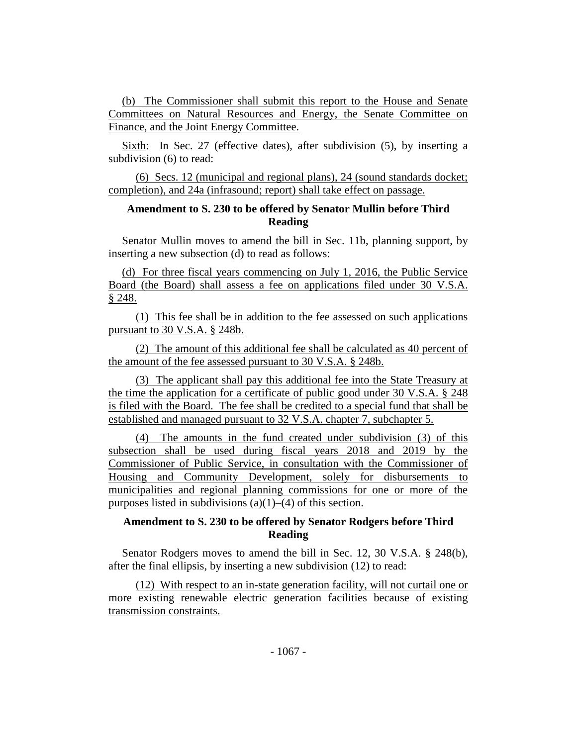(b) The Commissioner shall submit this report to the House and Senate Committees on Natural Resources and Energy, the Senate Committee on Finance, and the Joint Energy Committee.

Sixth: In Sec. 27 (effective dates), after subdivision (5), by inserting a subdivision (6) to read:

(6) Secs. 12 (municipal and regional plans), 24 (sound standards docket; completion), and 24a (infrasound; report) shall take effect on passage.

## Amendment to S. 230 to be offered by Senator Mullin before Third Reading

Senator Mullin moves to amend the bill in Sec. 11b, planning support, by inserting a new subsection (d) to read as follows:

(d) For three fiscal years commencing on July 1, 2016, the Public Service Board (the Board) shall assess a fee on applications filed under 30 V.S.A. § 248.

(1) This fee shall be in addition to the fee assessed on such applications pursuant to 30 V.S.A. § 248b.

(2) The amount of this additional fee shall be calculated as 40 percent of the amount of the fee assessed pursuant to 30 V.S.A. § 248b.

(3) The applicant shall pay this additional fee into the State Treasury at the time the application for a certificate of public good under 30 V.S.A. § 248 is filed with the Board. The fee shall be credited to a special fund that shall be established and managed pursuant to 32 V.S.A. chapter 7, subchapter 5.

(4) The amounts in the fund created under subdivision (3) of this subsection shall be used during fiscal years 2018 and 2019 by the Commissioner of Public Service, in consultation with the Commissioner of Housing and Community Development, solely for disbursements to municipalities and regional planning commissions for one or more of the purposes listed in subdivisions (a)(1)–(4) of this section.

## Amendment to S. 230 to be offered by Senator Rodgers before Third Reading

Senator Rodgers moves to amend the bill in Sec. 12, 30 V.S.A. § 248(b), after the final ellipsis, by inserting a new subdivision (12) to read:

(12) With respect to an in-state generation facility, will not curtail one or more existing renewable electric generation facilities because of existing transmission constraints.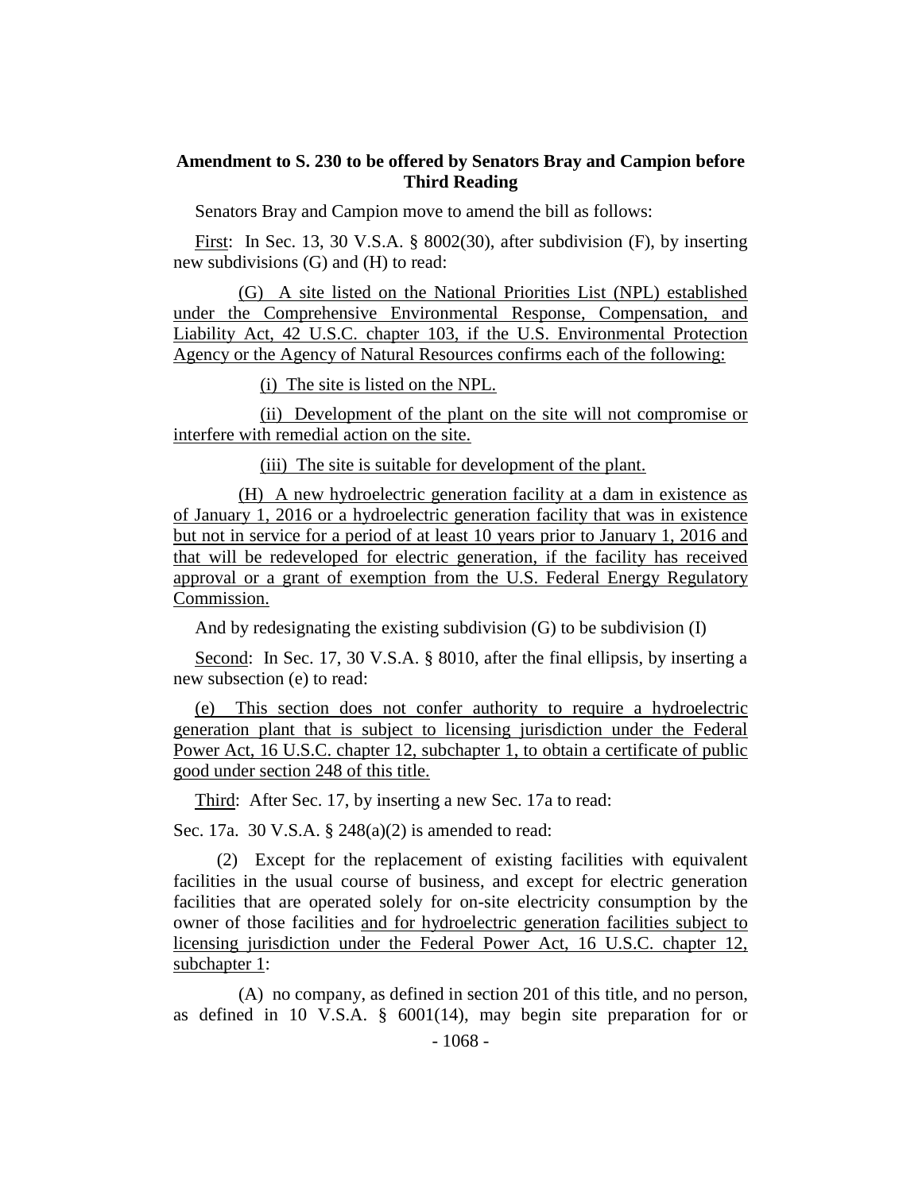**Amendment to S. 230 to be offered by Senators Bray and Campion before Third Reading**

Senators Bray and Campion move to amend the bill as follows:

First: In Sec. 13, 30 V.S.A. § 8002(30), after subdivision (F), by inserting new subdivisions (G) and (H) to read:

(G) A site listed on the National Priorities List (NPL) established under the Comprehensive Environmental Response, Compensation, and Liability Act, 42 U.S.C. chapter 103, if the U.S. Environmental Protection Agency or the Agency of Natural Resources confirms each of the following:

(i) The site is listed on the NPL.

(ii) Development of the plant on the site will not compromise or interfere with remedial action on the site.

(iii) The site is suitable for development of the plant.

(H) A new hydroelectric generation facility at a dam in existence as of January 1, 2016 or a hydroelectric generation facility that was in existence but not in service for a period of at least 10 years prior to January 1, 2016 and that will be redeveloped for electric generation, if the facility has received approval or a grant of exemption from the U.S. Federal Energy Regulatory Commission.

And by redesignating the existing subdivision (G) to be subdivision (I)

Second: In Sec. 17, 30 V.S.A. § 8010, after the final ellipsis, by inserting a new subsection (e) to read:

(e) This section does not confer authority to require a hydroelectric generation plant that is subject to licensing jurisdiction under the Federal Power Act, 16 U.S.C. chapter 12, subchapter 1, to obtain a certificate of public good under section 248 of this title.

Third: After Sec. 17, by inserting a new Sec. 17a to read:

Sec. 17a. 30 V.S.A. § 248(a)(2) is amended to read:

(2) Except for the replacement of existing facilities with equivalent facilities in the usual course of business, and except for electric generation facilities that are operated solely for on-site electricity consumption by the owner of those facilities and for hydroelectric generation facilities subject to licensing jurisdiction under the Federal Power Act, 16 U.S.C. chapter 12, subchapter 1:

(A) no company, as defined in section 201 of this title, and no person, as defined in 10 V.S.A. § 6001(14), may begin site preparation for or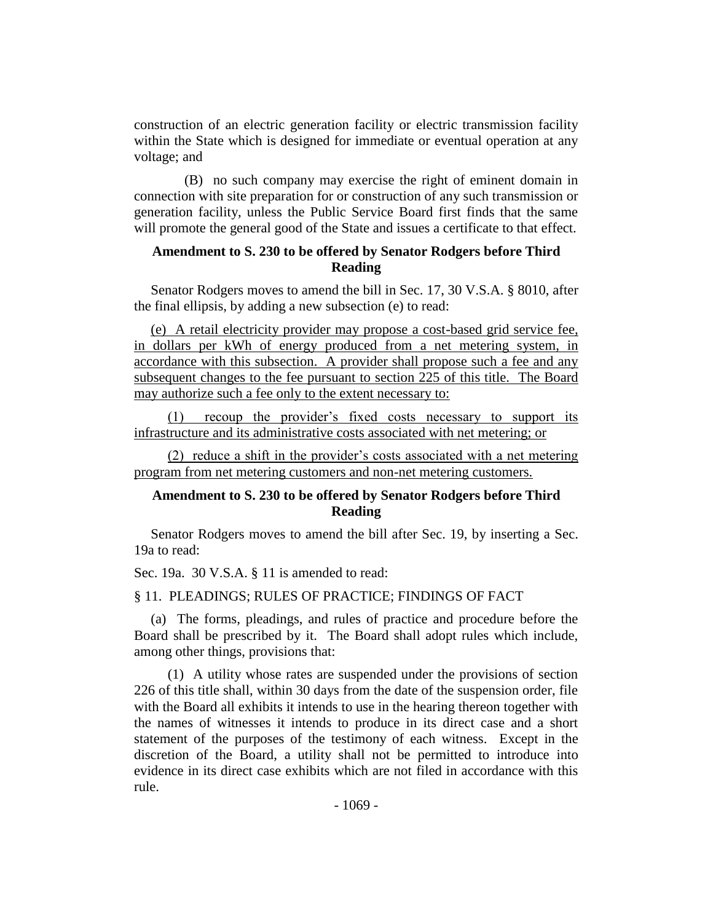construction of an electric generation facility or electric transmission facility within the State which is designed for immediate or eventual operation at any voltage; and

(B) no such company may exercise the right of eminent domain in connection with site preparation for or construction of any such transmission or generation facility, unless the Public Service Board first finds that the same will promote the general good of the State and issues a certificate to that effect.

**Amendment to S. 230 to be offered by Senator Rodgers before Third Reading**

Senator Rodgers moves to amend the bill in Sec. 17, 30 V.S.A. § 8010, after the final ellipsis, by adding a new subsection (e) to read:

(e) A retail electricity provider may propose a cost-based grid service fee, in dollars per kWh of energy produced from a net metering system, in accordance with this subsection. A provider shall propose such a fee and any subsequent changes to the fee pursuant to section 225 of this title. The Board may authorize such a fee only to the extent necessary to:

(1) recoup the provider's fixed costs necessary to support its infrastructure and its administrative costs associated with net metering; or

(2) reduce a shift in the provider's costs associated with a net metering program from net metering customers and non-net metering customers.

**Amendment to S. 230 to be offered by Senator Rodgers before Third Reading**

Senator Rodgers moves to amend the bill after Sec. 19, by inserting a Sec. 19a to read:

Sec. 19a. 30 V.S.A. § 11 is amended to read:

§ 11. PLEADINGS; RULES OF PRACTICE; FINDINGS OF FACT

(a) The forms, pleadings, and rules of practice and procedure before the Board shall be prescribed by it. The Board shall adopt rules which include, among other things, provisions that:

(1) A utility whose rates are suspended under the provisions of section 226 of this title shall, within 30 days from the date of the suspension order, file with the Board all exhibits it intends to use in the hearing thereon together with the names of witnesses it intends to produce in its direct case and a short statement of the purposes of the testimony of each witness. Except in the discretion of the Board, a utility shall not be permitted to introduce into evidence in its direct case exhibits which are not filed in accordance with this rule.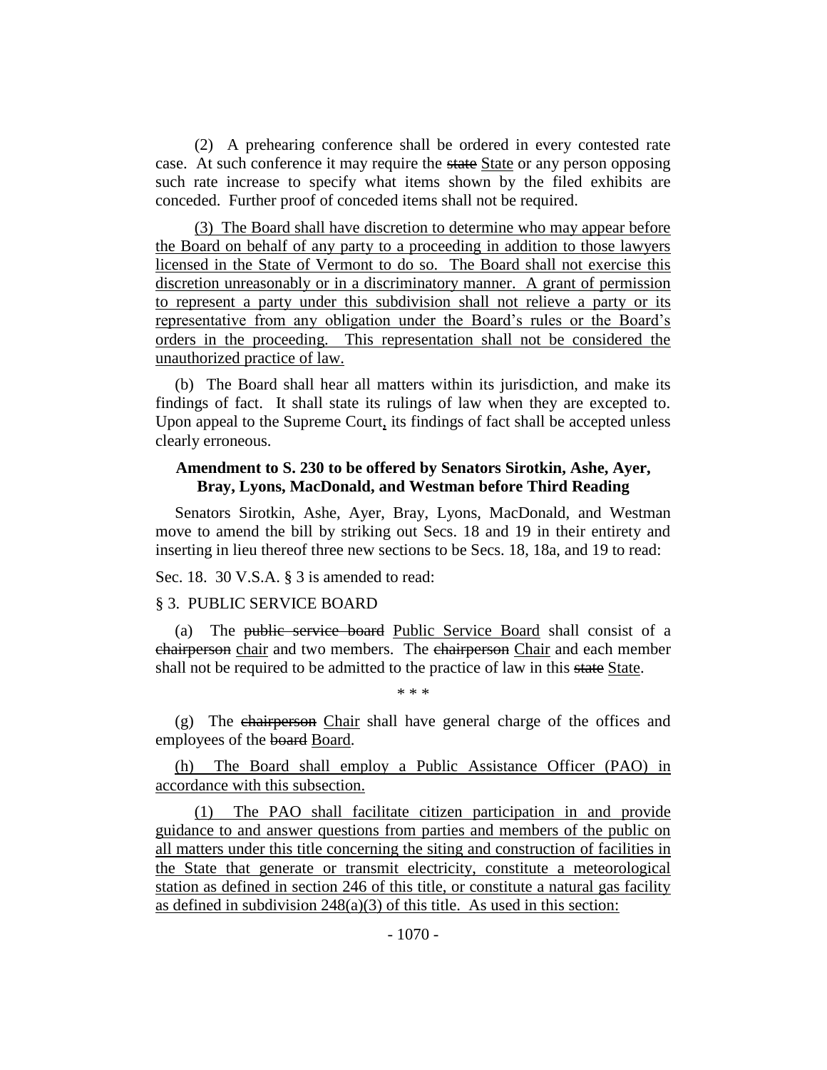(2) A prehearing conference shall be ordered in every contested rate case. At such conference it may require the ~~state~~ State or any person opposing such rate increase to specify what items shown by the filed exhibits are conceded. Further proof of conceded items shall not be required.

(3) The Board shall have discretion to determine who may appear before the Board on behalf of any party to a proceeding in addition to those lawyers licensed in the State of Vermont to do so. The Board shall not exercise this discretion unreasonably or in a discriminatory manner. A grant of permission to represent a party under this subdivision shall not relieve a party or its representative from any obligation under the Board's rules or the Board's orders in the proceeding. This representation shall not be considered the unauthorized practice of law.

(b) The Board shall hear all matters within its jurisdiction, and make its findings of fact. It shall state its rulings of law when they are excepted to. Upon appeal to the Supreme Court, its findings of fact shall be accepted unless clearly erroneous.

**Amendment to S. 230 to be offered by Senators Sirotkin, Ashe, Ayer, Bray, Lyons, MacDonald, and Westman before Third Reading**

Senators Sirotkin, Ashe, Ayer, Bray, Lyons, MacDonald, and Westman move to amend the bill by striking out Secs. 18 and 19 in their entirety and inserting in lieu thereof three new sections to be Secs. 18, 18a, and 19 to read:

Sec. 18. 30 V.S.A. § 3 is amended to read:

§ 3. PUBLIC SERVICE BOARD

(a) The ~~public service board~~ Public Service Board shall consist of a ~~chairperson~~ chair and two members. The ~~chairperson~~ Chair and each member shall not be required to be admitted to the practice of law in this ~~state~~ State.

\* \* \*

(g) The ~~chairperson~~ Chair shall have general charge of the offices and employees of the ~~board~~ Board.

(h) The Board shall employ a Public Assistance Officer (PAO) in accordance with this subsection.

(1) The PAO shall facilitate citizen participation in and provide guidance to and answer questions from parties and members of the public on all matters under this title concerning the siting and construction of facilities in the State that generate or transmit electricity, constitute a meteorological station as defined in section 246 of this title, or constitute a natural gas facility as defined in subdivision 248(a)(3) of this title. As used in this section: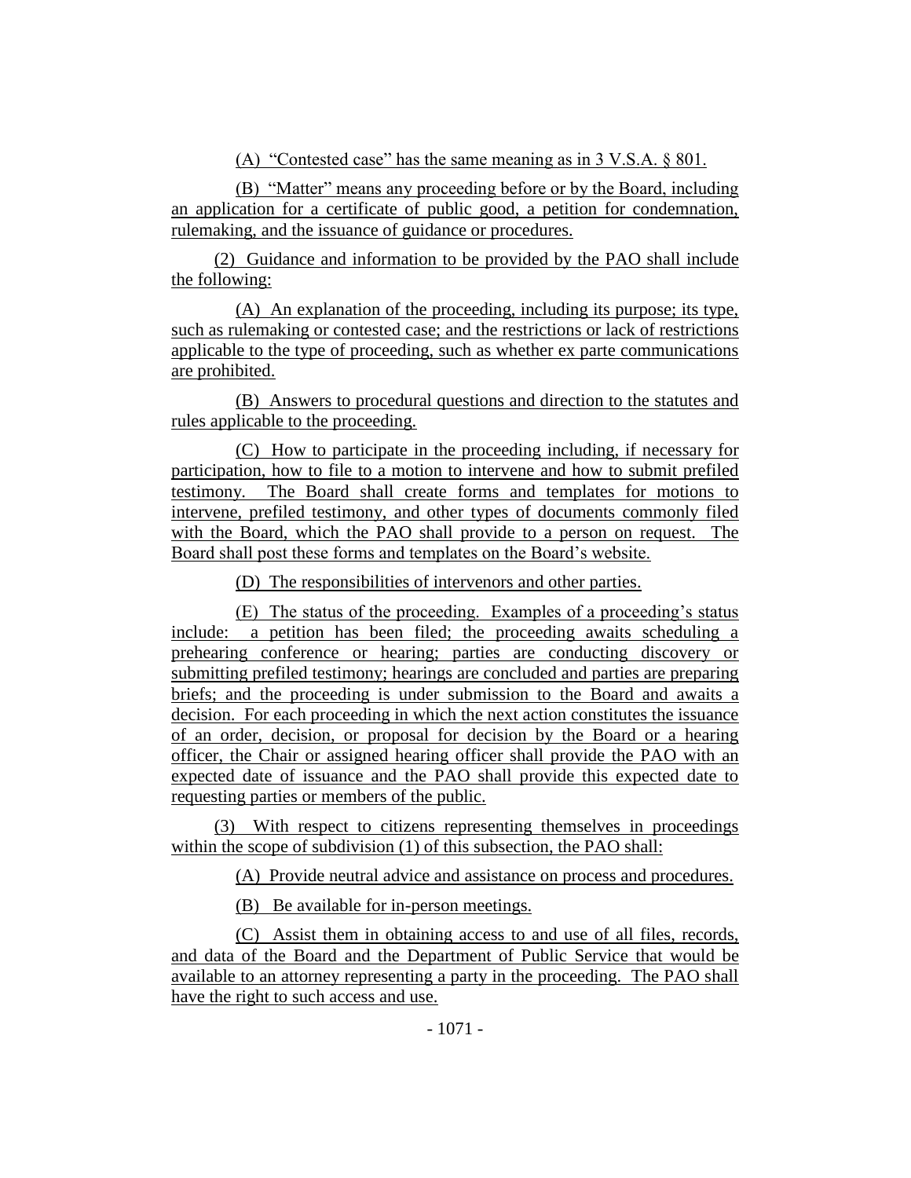(A) "Contested case" has the same meaning as in 3 V.S.A. § 801.

(B) "Matter" means any proceeding before or by the Board, including an application for a certificate of public good, a petition for condemnation, rulemaking, and the issuance of guidance or procedures.

(2) Guidance and information to be provided by the PAO shall include the following:

(A) An explanation of the proceeding, including its purpose; its type, such as rulemaking or contested case; and the restrictions or lack of restrictions applicable to the type of proceeding, such as whether ex parte communications are prohibited.

(B) Answers to procedural questions and direction to the statutes and rules applicable to the proceeding.

(C) How to participate in the proceeding including, if necessary for participation, how to file to a motion to intervene and how to submit prefiled testimony. The Board shall create forms and templates for motions to intervene, prefiled testimony, and other types of documents commonly filed with the Board, which the PAO shall provide to a person on request. The Board shall post these forms and templates on the Board's website.

(D) The responsibilities of intervenors and other parties.

(E) The status of the proceeding. Examples of a proceeding's status include: a petition has been filed; the proceeding awaits scheduling a prehearing conference or hearing; parties are conducting discovery or submitting prefiled testimony; hearings are concluded and parties are preparing briefs; and the proceeding is under submission to the Board and awaits a decision. For each proceeding in which the next action constitutes the issuance of an order, decision, or proposal for decision by the Board or a hearing officer, the Chair or assigned hearing officer shall provide the PAO with an expected date of issuance and the PAO shall provide this expected date to requesting parties or members of the public.

(3) With respect to citizens representing themselves in proceedings within the scope of subdivision (1) of this subsection, the PAO shall:

(A) Provide neutral advice and assistance on process and procedures.

(B) Be available for in-person meetings.

(C) Assist them in obtaining access to and use of all files, records, and data of the Board and the Department of Public Service that would be available to an attorney representing a party in the proceeding. The PAO shall have the right to such access and use.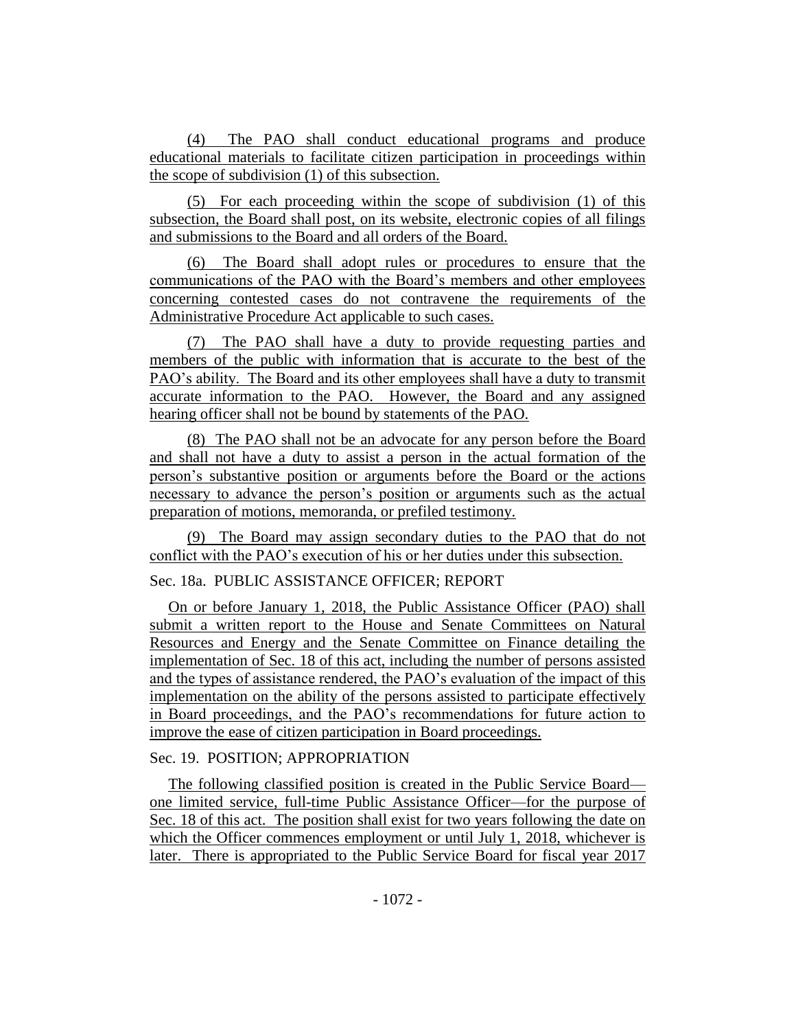(4) The PAO shall conduct educational programs and produce educational materials to facilitate citizen participation in proceedings within the scope of subdivision (1) of this subsection.

(5) For each proceeding within the scope of subdivision (1) of this subsection, the Board shall post, on its website, electronic copies of all filings and submissions to the Board and all orders of the Board.

(6) The Board shall adopt rules or procedures to ensure that the communications of the PAO with the Board's members and other employees concerning contested cases do not contravene the requirements of the Administrative Procedure Act applicable to such cases.

(7) The PAO shall have a duty to provide requesting parties and members of the public with information that is accurate to the best of the PAO's ability. The Board and its other employees shall have a duty to transmit accurate information to the PAO. However, the Board and any assigned hearing officer shall not be bound by statements of the PAO.

(8) The PAO shall not be an advocate for any person before the Board and shall not have a duty to assist a person in the actual formation of the person's substantive position or arguments before the Board or the actions necessary to advance the person's position or arguments such as the actual preparation of motions, memoranda, or prefiled testimony.

(9) The Board may assign secondary duties to the PAO that do not conflict with the PAO's execution of his or her duties under this subsection.

Sec. 18a. PUBLIC ASSISTANCE OFFICER; REPORT

On or before January 1, 2018, the Public Assistance Officer (PAO) shall submit a written report to the House and Senate Committees on Natural Resources and Energy and the Senate Committee on Finance detailing the implementation of Sec. 18 of this act, including the number of persons assisted and the types of assistance rendered, the PAO's evaluation of the impact of this implementation on the ability of the persons assisted to participate effectively in Board proceedings, and the PAO's recommendations for future action to improve the ease of citizen participation in Board proceedings.

Sec. 19. POSITION; APPROPRIATION

The following classified position is created in the Public Service Board—one limited service, full-time Public Assistance Officer—for the purpose of Sec. 18 of this act. The position shall exist for two years following the date on which the Officer commences employment or until July 1, 2018, whichever is later. There is appropriated to the Public Service Board for fiscal year 2017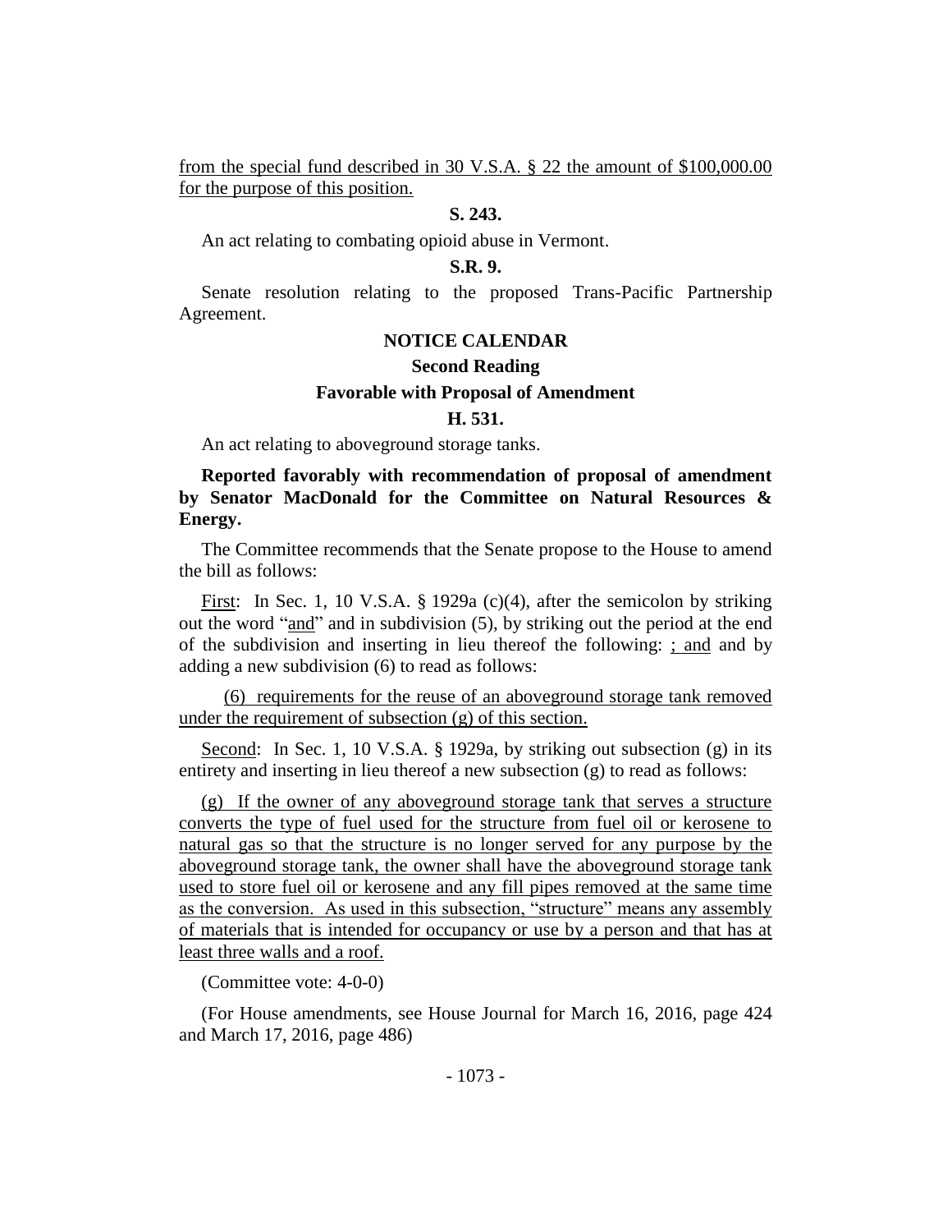from the special fund described in 30 V.S.A. § 22 the amount of $100,000.00 for the purpose of this position.

**S. 243.**

An act relating to combating opioid abuse in Vermont.

**S.R. 9.**

Senate resolution relating to the proposed Trans-Pacific Partnership Agreement.

## NOTICE CALENDAR

### Second Reading

### Favorable with Proposal of Amendment

**H. 531.**

An act relating to aboveground storage tanks.

**Reported favorably with recommendation of proposal of amendment by Senator MacDonald for the Committee on Natural Resources & Energy.**

The Committee recommends that the Senate propose to the House to amend the bill as follows:

First: In Sec. 1, 10 V.S.A. § 1929a (c)(4), after the semicolon by striking out the word "and" and in subdivision (5), by striking out the period at the end of the subdivision and inserting in lieu thereof the following: ; and and by adding a new subdivision (6) to read as follows:

(6) requirements for the reuse of an aboveground storage tank removed under the requirement of subsection (g) of this section.

Second: In Sec. 1, 10 V.S.A. § 1929a, by striking out subsection (g) in its entirety and inserting in lieu thereof a new subsection (g) to read as follows:

(g) If the owner of any aboveground storage tank that serves a structure converts the type of fuel used for the structure from fuel oil or kerosene to natural gas so that the structure is no longer served for any purpose by the aboveground storage tank, the owner shall have the aboveground storage tank used to store fuel oil or kerosene and any fill pipes removed at the same time as the conversion. As used in this subsection, "structure" means any assembly of materials that is intended for occupancy or use by a person and that has at least three walls and a roof.

(Committee vote: 4-0-0)

(For House amendments, see House Journal for March 16, 2016, page 424 and March 17, 2016, page 486)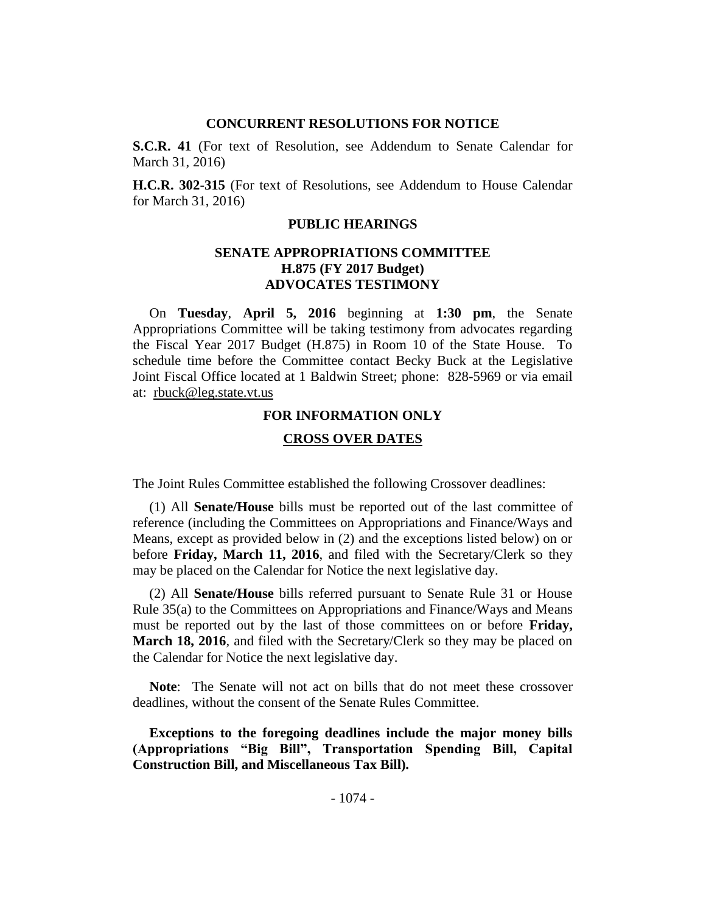## CONCURRENT RESOLUTIONS FOR NOTICE

**S.C.R. 41** (For text of Resolution, see Addendum to Senate Calendar for March 31, 2016)

**H.C.R. 302-315** (For text of Resolutions, see Addendum to House Calendar for March 31, 2016)

## PUBLIC HEARINGS

### SENATE APPROPRIATIONS COMMITTEE
### H.875 (FY 2017 Budget)
### ADVOCATES TESTIMONY

On **Tuesday**, **April 5, 2016** beginning at **1:30 pm**, the Senate Appropriations Committee will be taking testimony from advocates regarding the Fiscal Year 2017 Budget (H.875) in Room 10 of the State House. To schedule time before the Committee contact Becky Buck at the Legislative Joint Fiscal Office located at 1 Baldwin Street; phone: 828-5969 or via email at: rbuck@leg.state.vt.us

## FOR INFORMATION ONLY

### CROSS OVER DATES

The Joint Rules Committee established the following Crossover deadlines:

(1) All **Senate/House** bills must be reported out of the last committee of reference (including the Committees on Appropriations and Finance/Ways and Means, except as provided below in (2) and the exceptions listed below) on or before **Friday, March 11, 2016**, and filed with the Secretary/Clerk so they may be placed on the Calendar for Notice the next legislative day.

(2) All **Senate/House** bills referred pursuant to Senate Rule 31 or House Rule 35(a) to the Committees on Appropriations and Finance/Ways and Means must be reported out by the last of those committees on or before **Friday, March 18, 2016**, and filed with the Secretary/Clerk so they may be placed on the Calendar for Notice the next legislative day.

**Note**: The Senate will not act on bills that do not meet these crossover deadlines, without the consent of the Senate Rules Committee.

**Exceptions to the foregoing deadlines include the major money bills (Appropriations "Big Bill", Transportation Spending Bill, Capital Construction Bill, and Miscellaneous Tax Bill).**